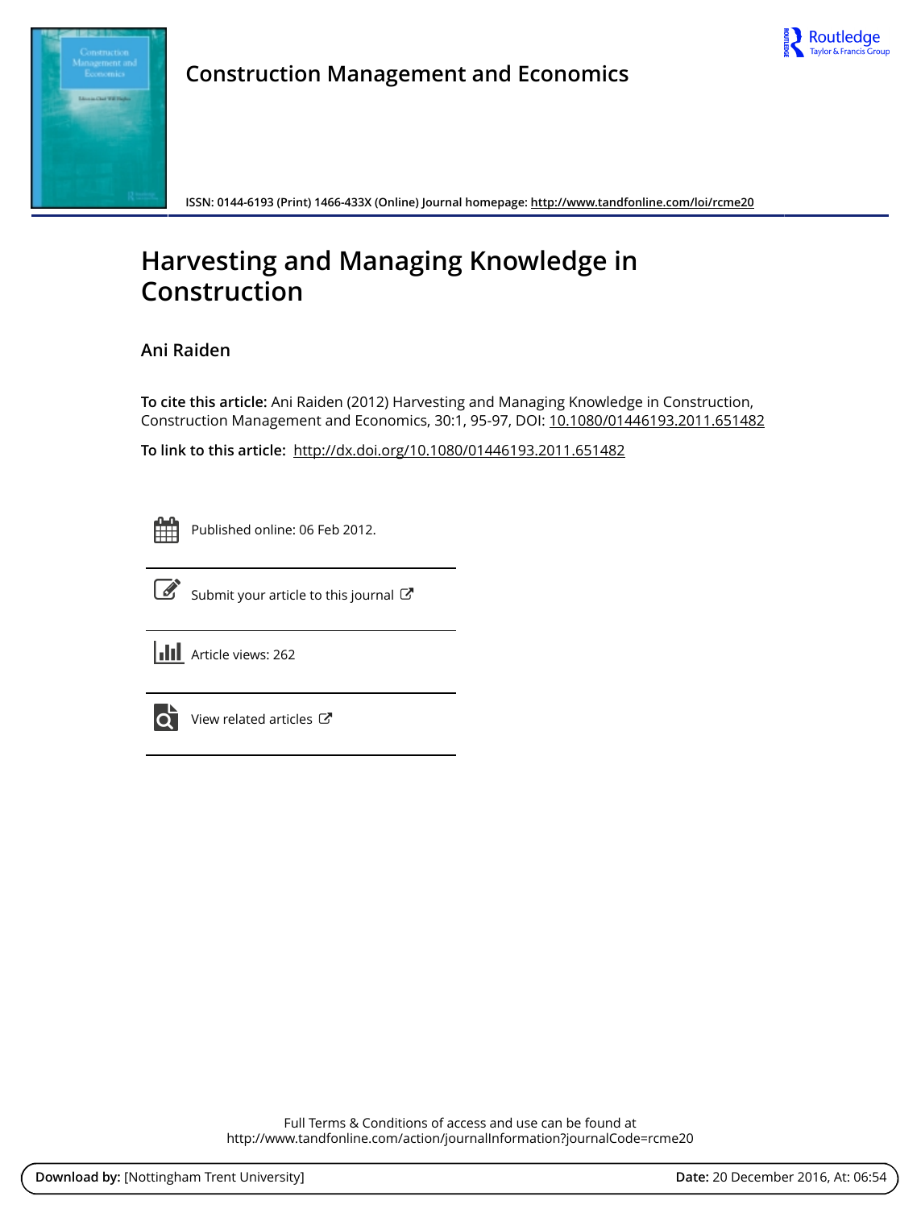Construction Management and Economics

ISSN: 0144-6193 (Print) 1466-433X (Online) Journal homepage: http://www.tandfonline.com/loi/rcme20

# Harvesting and Managing Knowledge in Construction

Ani Raiden

**To cite this article:** Ani Raiden (2012) Harvesting and Managing Knowledge in Construction, Construction Management and Economics, 30:1, 95-97, DOI: 10.1080/01446193.2011.651482

**To link to this article:** http://dx.doi.org/10.1080/01446193.2011.651482

Published online: 06 Feb 2012.

Submit your article to this journal

Article views: 262

View related articles

Full Terms & Conditions of access and use can be found at
http://www.tandfonline.com/action/journalInformation?journalCode=rcme20

**Download by:** [Nottingham Trent University] **Date:** 20 December 2016, At: 06:54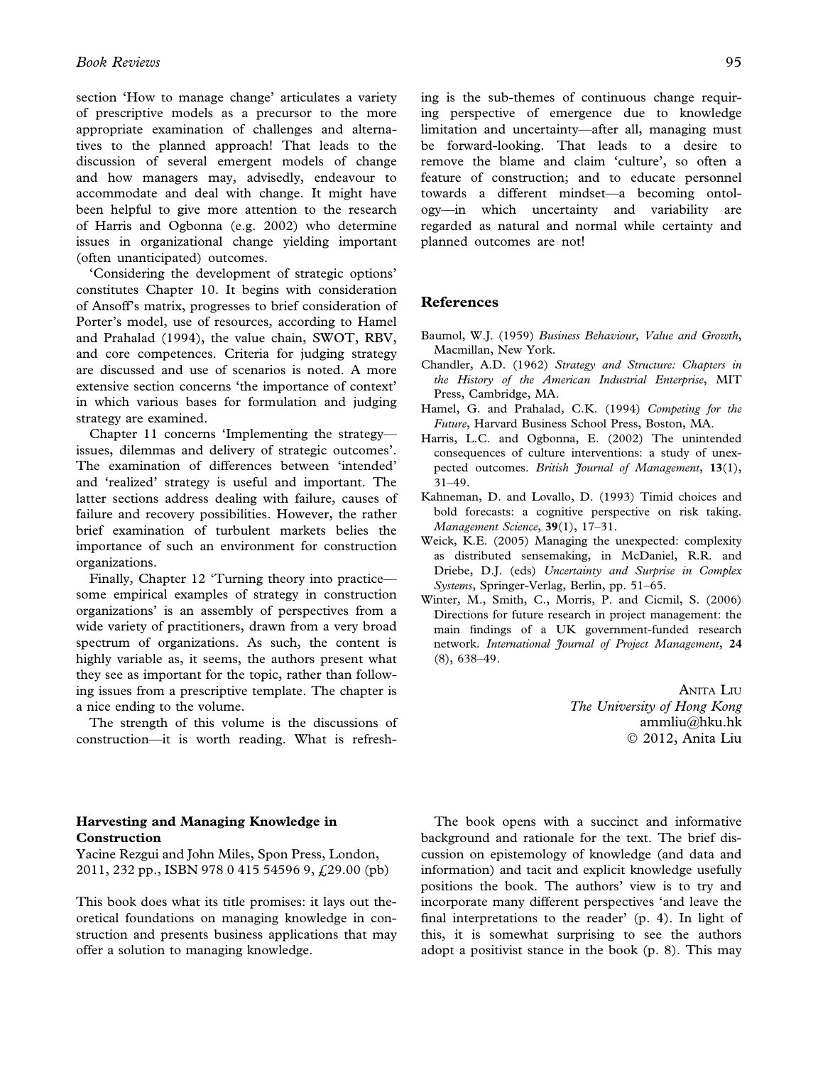section 'How to manage change' articulates a variety of prescriptive models as a precursor to the more appropriate examination of challenges and alternatives to the planned approach! That leads to the discussion of several emergent models of change and how managers may, advisedly, endeavour to accommodate and deal with change. It might have been helpful to give more attention to the research of Harris and Ogbonna (e.g. 2002) who determine issues in organizational change yielding important (often unanticipated) outcomes.

'Considering the development of strategic options' constitutes Chapter 10. It begins with consideration of Ansoff's matrix, progresses to brief consideration of Porter's model, use of resources, according to Hamel and Prahalad (1994), the value chain, SWOT, RBV, and core competences. Criteria for judging strategy are discussed and use of scenarios is noted. A more extensive section concerns 'the importance of context' in which various bases for formulation and judging strategy are examined.

Chapter 11 concerns 'Implementing the strategy—issues, dilemmas and delivery of strategic outcomes'. The examination of differences between 'intended' and 'realized' strategy is useful and important. The latter sections address dealing with failure, causes of failure and recovery possibilities. However, the rather brief examination of turbulent markets belies the importance of such an environment for construction organizations.

Finally, Chapter 12 'Turning theory into practice—some empirical examples of strategy in construction organizations' is an assembly of perspectives from a wide variety of practitioners, drawn from a very broad spectrum of organizations. As such, the content is highly variable as, it seems, the authors present what they see as important for the topic, rather than following issues from a prescriptive template. The chapter is a nice ending to the volume.

The strength of this volume is the discussions of construction—it is worth reading. What is refreshing is the sub-themes of continuous change requiring perspective of emergence due to knowledge limitation and uncertainty—after all, managing must be forward-looking. That leads to a desire to remove the blame and claim 'culture', so often a feature of construction; and to educate personnel towards a different mindset—a becoming ontology—in which uncertainty and variability are regarded as natural and normal while certainty and planned outcomes are not!

## References

Baumol, W.J. (1959) *Business Behaviour, Value and Growth*, Macmillan, New York.

Chandler, A.D. (1962) *Strategy and Structure: Chapters in the History of the American Industrial Enterprise*, MIT Press, Cambridge, MA.

Hamel, G. and Prahalad, C.K. (1994) *Competing for the Future*, Harvard Business School Press, Boston, MA.

Harris, L.C. and Ogbonna, E. (2002) The unintended consequences of culture interventions: a study of unexpected outcomes. *British Journal of Management*, **13**(1), 31–49.

Kahneman, D. and Lovallo, D. (1993) Timid choices and bold forecasts: a cognitive perspective on risk taking. *Management Science*, **39**(1), 17–31.

Weick, K.E. (2005) Managing the unexpected: complexity as distributed sensemaking, in McDaniel, R.R. and Driebe, D.J. (eds) *Uncertainty and Surprise in Complex Systems*, Springer-Verlag, Berlin, pp. 51–65.

Winter, M., Smith, C., Morris, P. and Cicmil, S. (2006) Directions for future research in project management: the main findings of a UK government-funded research network. *International Journal of Project Management*, **24** (8), 638–49.

Anita Liu
*The University of Hong Kong*
ammliu@hku.hk
© 2012, Anita Liu

**Harvesting and Managing Knowledge in Construction**
Yacine Rezgui and John Miles, Spon Press, London, 2011, 232 pp., ISBN 978 0 415 54596 9, £29.00 (pb)

This book does what its title promises: it lays out theoretical foundations on managing knowledge in construction and presents business applications that may offer a solution to managing knowledge.

The book opens with a succinct and informative background and rationale for the text. The brief discussion on epistemology of knowledge (and data and information) and tacit and explicit knowledge usefully positions the book. The authors' view is to try and incorporate many different perspectives 'and leave the final interpretations to the reader' (p. 4). In light of this, it is somewhat surprising to see the authors adopt a positivist stance in the book (p. 8). This may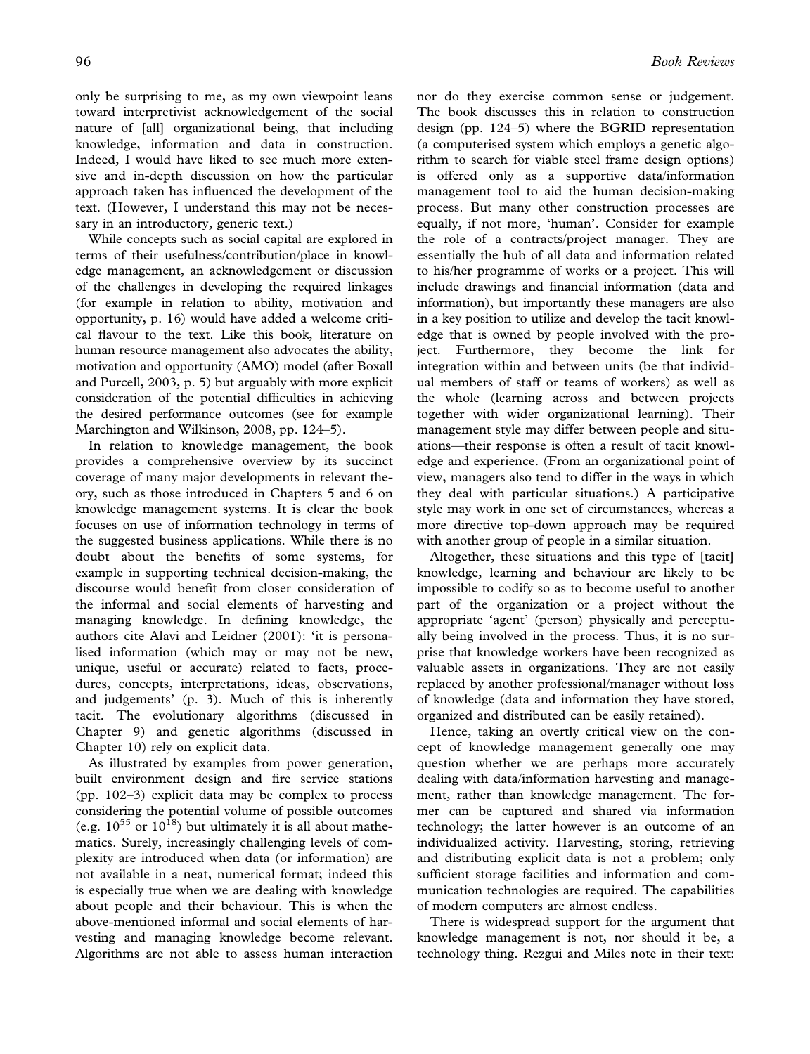only be surprising to me, as my own viewpoint leans toward interpretivist acknowledgement of the social nature of [all] organizational being, that including knowledge, information and data in construction. Indeed, I would have liked to see much more extensive and in-depth discussion on how the particular approach taken has influenced the development of the text. (However, I understand this may not be necessary in an introductory, generic text.)

While concepts such as social capital are explored in terms of their usefulness/contribution/place in knowledge management, an acknowledgement or discussion of the challenges in developing the required linkages (for example in relation to ability, motivation and opportunity, p. 16) would have added a welcome critical flavour to the text. Like this book, literature on human resource management also advocates the ability, motivation and opportunity (AMO) model (after Boxall and Purcell, 2003, p. 5) but arguably with more explicit consideration of the potential difficulties in achieving the desired performance outcomes (see for example Marchington and Wilkinson, 2008, pp. 124–5).

In relation to knowledge management, the book provides a comprehensive overview by its succinct coverage of many major developments in relevant theory, such as those introduced in Chapters 5 and 6 on knowledge management systems. It is clear the book focuses on use of information technology in terms of the suggested business applications. While there is no doubt about the benefits of some systems, for example in supporting technical decision-making, the discourse would benefit from closer consideration of the informal and social elements of harvesting and managing knowledge. In defining knowledge, the authors cite Alavi and Leidner (2001): 'it is personalised information (which may or may not be new, unique, useful or accurate) related to facts, procedures, concepts, interpretations, ideas, observations, and judgements' (p. 3). Much of this is inherently tacit. The evolutionary algorithms (discussed in Chapter 9) and genetic algorithms (discussed in Chapter 10) rely on explicit data.

As illustrated by examples from power generation, built environment design and fire service stations (pp. 102–3) explicit data may be complex to process considering the potential volume of possible outcomes (e.g. $10^{55}$ or $10^{18}$) but ultimately it is all about mathematics. Surely, increasingly challenging levels of complexity are introduced when data (or information) are not available in a neat, numerical format; indeed this is especially true when we are dealing with knowledge about people and their behaviour. This is when the above-mentioned informal and social elements of harvesting and managing knowledge become relevant. Algorithms are not able to assess human interaction nor do they exercise common sense or judgement. The book discusses this in relation to construction design (pp. 124–5) where the BGRID representation (a computerised system which employs a genetic algorithm to search for viable steel frame design options) is offered only as a supportive data/information management tool to aid the human decision-making process. But many other construction processes are equally, if not more, 'human'. Consider for example the role of a contracts/project manager. They are essentially the hub of all data and information related to his/her programme of works or a project. This will include drawings and financial information (data and information), but importantly these managers are also in a key position to utilize and develop the tacit knowledge that is owned by people involved with the project. Furthermore, they become the link for integration within and between units (be that individual members of staff or teams of workers) as well as the whole (learning across and between projects together with wider organizational learning). Their management style may differ between people and situations—their response is often a result of tacit knowledge and experience. (From an organizational point of view, managers also tend to differ in the ways in which they deal with particular situations.) A participative style may work in one set of circumstances, whereas a more directive top-down approach may be required with another group of people in a similar situation.

Altogether, these situations and this type of [tacit] knowledge, learning and behaviour are likely to be impossible to codify so as to become useful to another part of the organization or a project without the appropriate 'agent' (person) physically and perceptually being involved in the process. Thus, it is no surprise that knowledge workers have been recognized as valuable assets in organizations. They are not easily replaced by another professional/manager without loss of knowledge (data and information they have stored, organized and distributed can be easily retained).

Hence, taking an overtly critical view on the concept of knowledge management generally one may question whether we are perhaps more accurately dealing with data/information harvesting and management, rather than knowledge management. The former can be captured and shared via information technology; the latter however is an outcome of an individualized activity. Harvesting, storing, retrieving and distributing explicit data is not a problem; only sufficient storage facilities and information and communication technologies are required. The capabilities of modern computers are almost endless.

There is widespread support for the argument that knowledge management is not, nor should it be, a technology thing. Rezgui and Miles note in their text: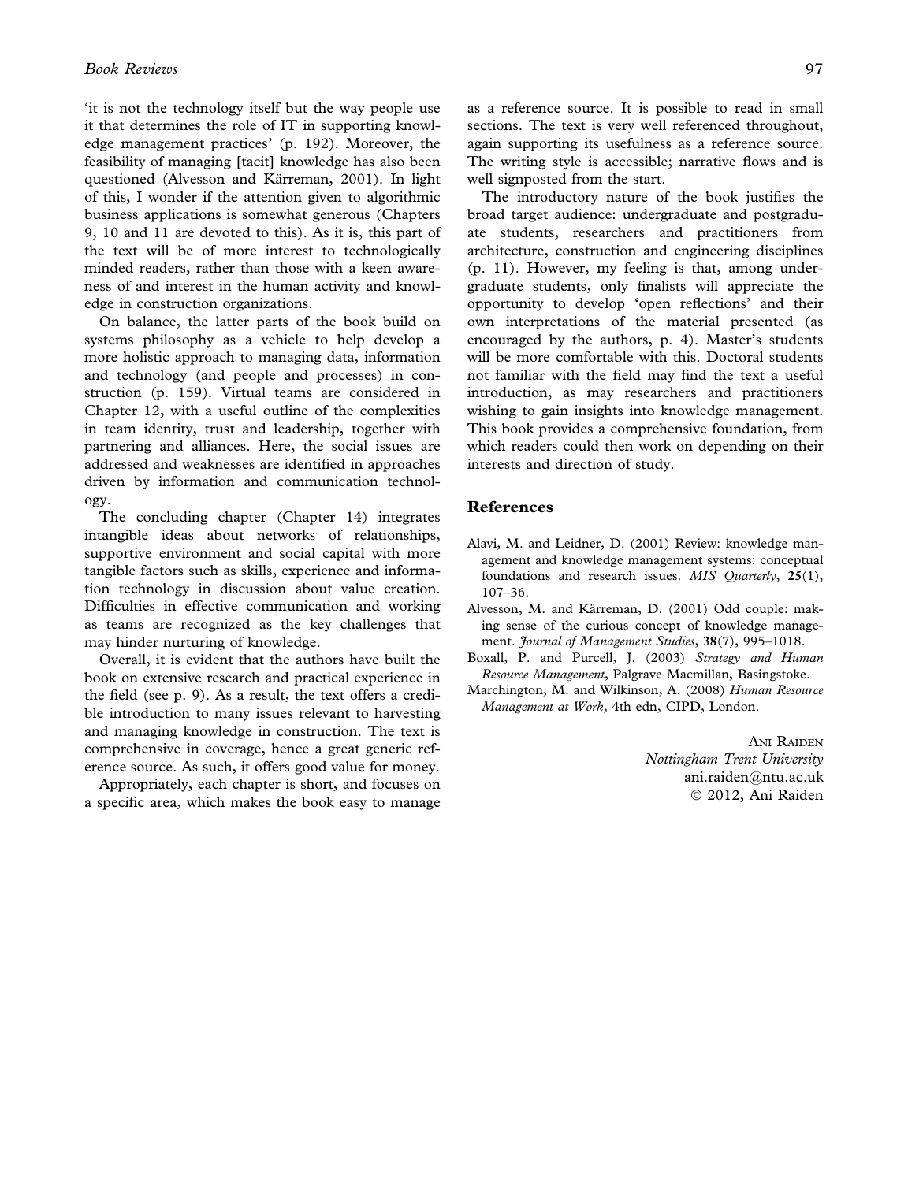'it is not the technology itself but the way people use it that determines the role of IT in supporting knowledge management practices' (p. 192). Moreover, the feasibility of managing [tacit] knowledge has also been questioned (Alvesson and Kärreman, 2001). In light of this, I wonder if the attention given to algorithmic business applications is somewhat generous (Chapters 9, 10 and 11 are devoted to this). As it is, this part of the text will be of more interest to technologically minded readers, rather than those with a keen awareness of and interest in the human activity and knowledge in construction organizations.

On balance, the latter parts of the book build on systems philosophy as a vehicle to help develop a more holistic approach to managing data, information and technology (and people and processes) in construction (p. 159). Virtual teams are considered in Chapter 12, with a useful outline of the complexities in team identity, trust and leadership, together with partnering and alliances. Here, the social issues are addressed and weaknesses are identified in approaches driven by information and communication technology.

The concluding chapter (Chapter 14) integrates intangible ideas about networks of relationships, supportive environment and social capital with more tangible factors such as skills, experience and information technology in discussion about value creation. Difficulties in effective communication and working as teams are recognized as the key challenges that may hinder nurturing of knowledge.

Overall, it is evident that the authors have built the book on extensive research and practical experience in the field (see p. 9). As a result, the text offers a credible introduction to many issues relevant to harvesting and managing knowledge in construction. The text is comprehensive in coverage, hence a great generic reference source. As such, it offers good value for money.

Appropriately, each chapter is short, and focuses on a specific area, which makes the book easy to manage as a reference source. It is possible to read in small sections. The text is very well referenced throughout, again supporting its usefulness as a reference source. The writing style is accessible; narrative flows and is well signposted from the start.

The introductory nature of the book justifies the broad target audience: undergraduate and postgraduate students, researchers and practitioners from architecture, construction and engineering disciplines (p. 11). However, my feeling is that, among undergraduate students, only finalists will appreciate the opportunity to develop 'open reflections' and their own interpretations of the material presented (as encouraged by the authors, p. 4). Master's students will be more comfortable with this. Doctoral students not familiar with the field may find the text a useful introduction, as may researchers and practitioners wishing to gain insights into knowledge management. This book provides a comprehensive foundation, from which readers could then work on depending on their interests and direction of study.

## References

Alavi, M. and Leidner, D. (2001) Review: knowledge management and knowledge management systems: conceptual foundations and research issues. *MIS Quarterly*, **25**(1), 107–36.

Alvesson, M. and Kärreman, D. (2001) Odd couple: making sense of the curious concept of knowledge management. *Journal of Management Studies*, **38**(7), 995–1018.

Boxall, P. and Purcell, J. (2003) *Strategy and Human Resource Management*, Palgrave Macmillan, Basingstoke.

Marchington, M. and Wilkinson, A. (2008) *Human Resource Management at Work*, 4th edn, CIPD, London.

Ani Raiden
*Nottingham Trent University*
ani.raiden@ntu.ac.uk
© 2012, Ani Raiden